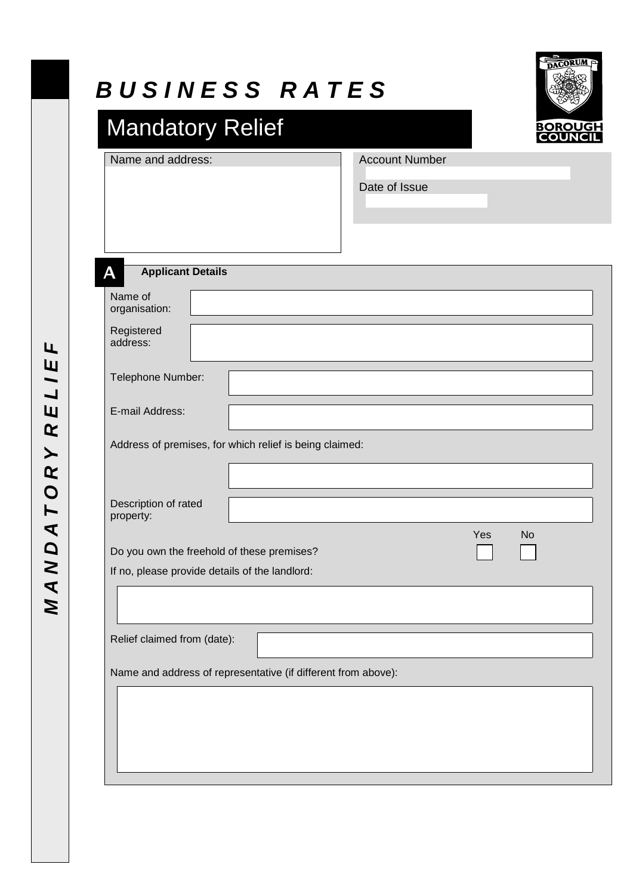# BUSINESS RATES

## Mandatory Relief

Dacorum Borough Council

Name and address:

Account Number

Date of Issue

## A Applicant Details

Name of organisation:

Registered address:

Telephone Number:

E-mail Address:

Address of premises, for which relief is being claimed:

Description of rated property:

| | Yes | No |
|---|---|---|
| Do you own the freehold of these premises? | ☐ | ☐ |

If no, please provide details of the landlord:

Relief claimed from (date):

Name and address of representative (if different from above):

MANDATORY RELIEF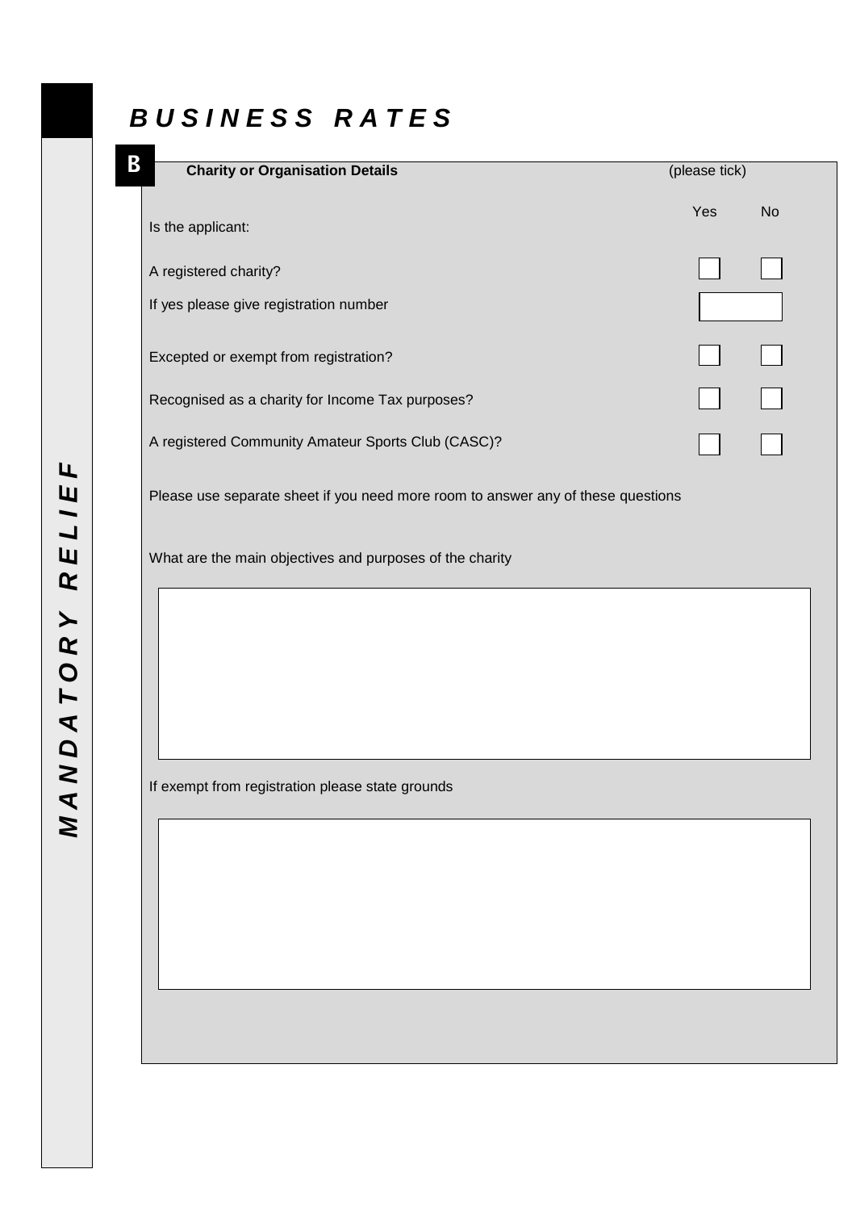# *BUSINESS RATES*

*MANDATORY RELIEF*

## B Charity or Organisation Details

| Is the applicant: | Yes | No |
|---|---|---|
| A registered charity? | ☐ | ☐ |
| If yes please give registration number | | |
| Excepted or exempt from registration? | ☐ | ☐ |
| Recognised as a charity for Income Tax purposes? | ☐ | ☐ |
| A registered Community Amateur Sports Club (CASC)? | ☐ | ☐ |

(please tick)

Please use separate sheet if you need more room to answer any of these questions

What are the main objectives and purposes of the charity

If exempt from registration please state grounds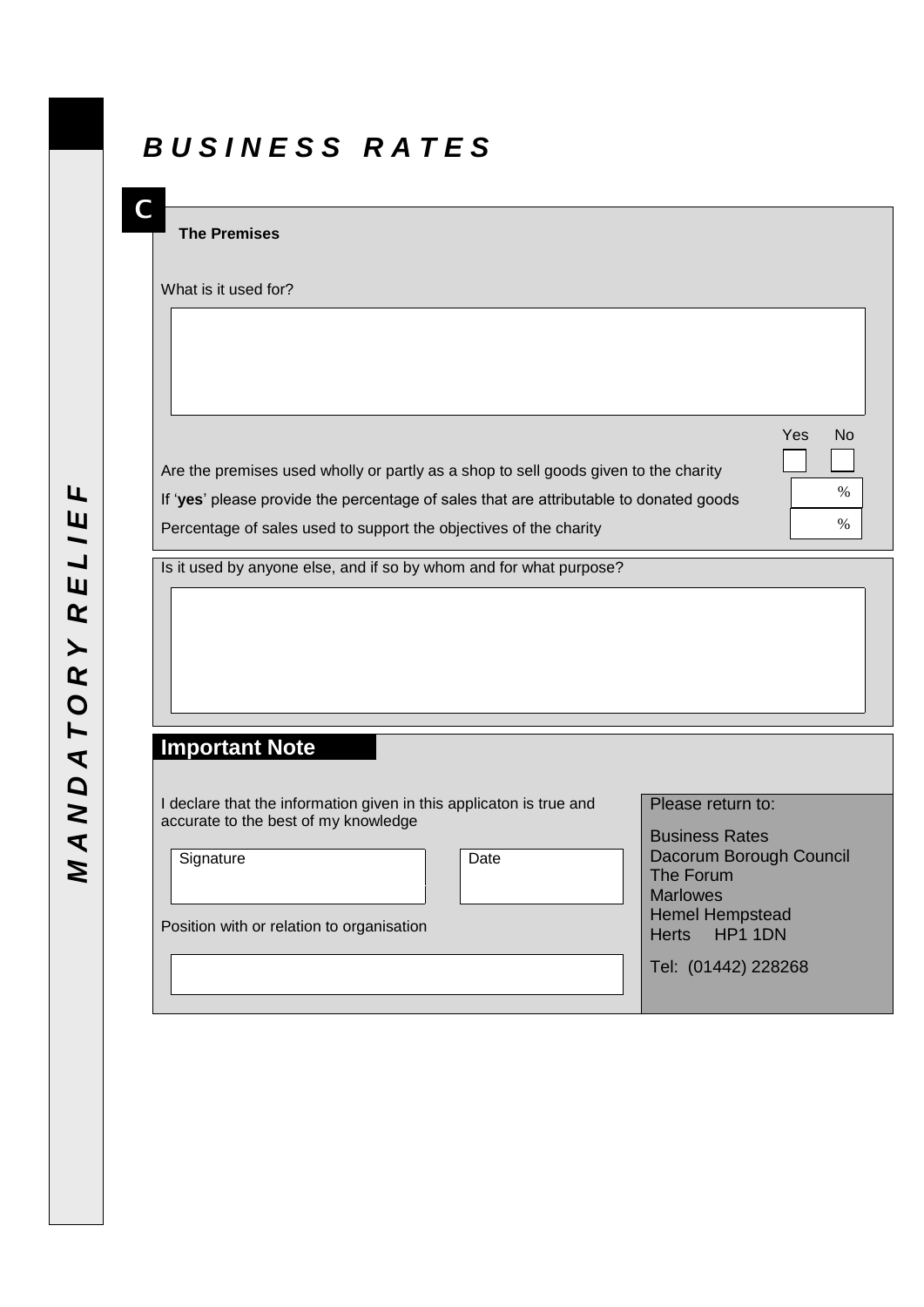# BUSINESS RATES

*MANDATORY RELIEF*

## C

**The Premises**

What is it used for?

| Yes | No |
|---|---|
| ☐ | ☐ |

Are the premises used wholly or partly as a shop to sell goods given to the charity

If '**yes**' please provide the percentage of sales that are attributable to donated goods %

Percentage of sales used to support the objectives of the charity %

Is it used by anyone else, and if so by whom and for what purpose?

## Important Note

I declare that the information given in this applicaton is true and accurate to the best of my knowledge

Signature

Date

Position with or relation to organisation

Please return to:

Business Rates
Dacorum Borough Council
The Forum
Marlowes
Hemel Hempstead
Herts HP1 1DN

Tel: (01442) 228268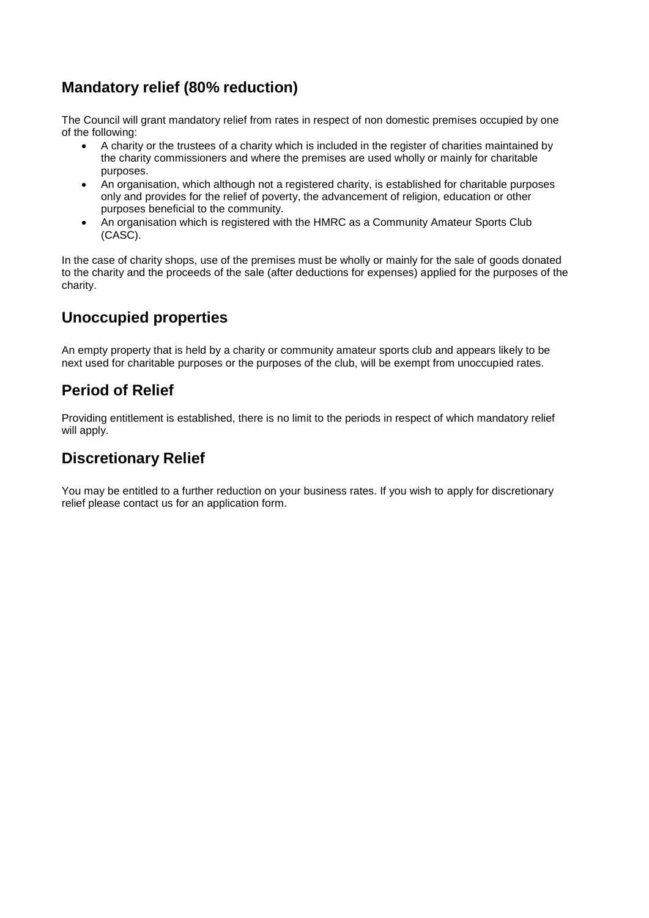## Mandatory relief (80% reduction)

The Council will grant mandatory relief from rates in respect of non domestic premises occupied by one of the following:

- A charity or the trustees of a charity which is included in the register of charities maintained by the charity commissioners and where the premises are used wholly or mainly for charitable purposes.
- An organisation, which although not a registered charity, is established for charitable purposes only and provides for the relief of poverty, the advancement of religion, education or other purposes beneficial to the community.
- An organisation which is registered with the HMRC as a Community Amateur Sports Club (CASC).

In the case of charity shops, use of the premises must be wholly or mainly for the sale of goods donated to the charity and the proceeds of the sale (after deductions for expenses) applied for the purposes of the charity.

## Unoccupied properties

An empty property that is held by a charity or community amateur sports club and appears likely to be next used for charitable purposes or the purposes of the club, will be exempt from unoccupied rates.

## Period of Relief

Providing entitlement is established, there is no limit to the periods in respect of which mandatory relief will apply.

## Discretionary Relief

You may be entitled to a further reduction on your business rates. If you wish to apply for discretionary relief please contact us for an application form.